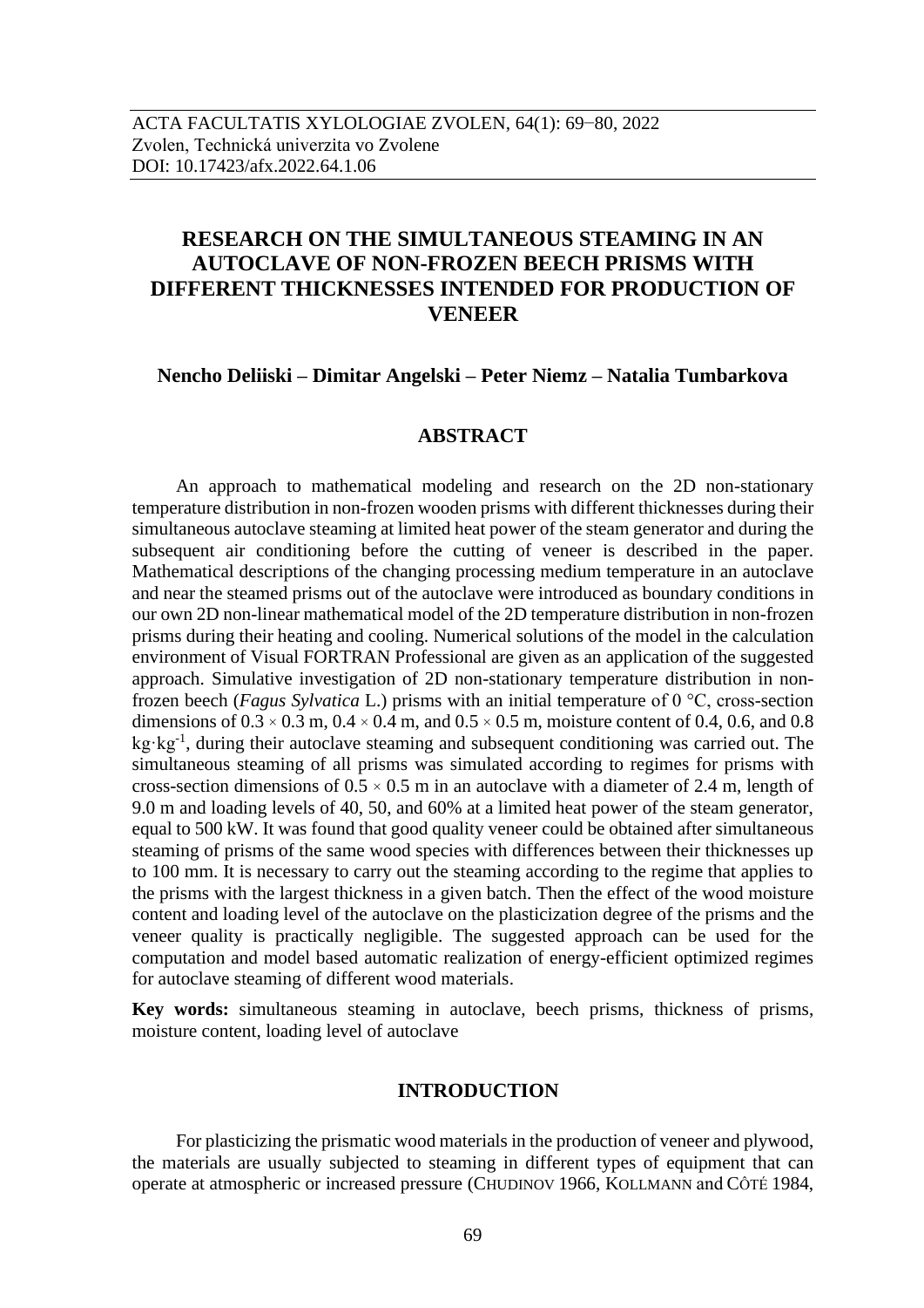ACTA FACULTATIS XYLOLOGIAE ZVOLEN, 64(1): 69−80, 2022
Zvolen, Technická univerzita vo Zvolene
DOI: 10.17423/afx.2022.64.1.06

# RESEARCH ON THE SIMULTANEOUS STEAMING IN AN AUTOCLAVE OF NON-FROZEN BEECH PRISMS WITH DIFFERENT THICKNESSES INTENDED FOR PRODUCTION OF VENEER

**Nencho Deliiski – Dimitar Angelski – Peter Niemz – Natalia Tumbarkova**

## ABSTRACT

An approach to mathematical modeling and research on the 2D non-stationary temperature distribution in non-frozen wooden prisms with different thicknesses during their simultaneous autoclave steaming at limited heat power of the steam generator and during the subsequent air conditioning before the cutting of veneer is described in the paper. Mathematical descriptions of the changing processing medium temperature in an autoclave and near the steamed prisms out of the autoclave were introduced as boundary conditions in our own 2D non-linear mathematical model of the 2D temperature distribution in non-frozen prisms during their heating and cooling. Numerical solutions of the model in the calculation environment of Visual FORTRAN Professional are given as an application of the suggested approach. Simulative investigation of 2D non-stationary temperature distribution in non-frozen beech (*Fagus Sylvatica* L.) prisms with an initial temperature of 0 °C, cross-section dimensions of $0.3 \times 0.3$ m, $0.4 \times 0.4$ m, and $0.5 \times 0.5$ m, moisture content of 0.4, 0.6, and 0.8 $kg \cdot kg^{-1}$, during their autoclave steaming and subsequent conditioning was carried out. The simultaneous steaming of all prisms was simulated according to regimes for prisms with cross-section dimensions of $0.5 \times 0.5$ m in an autoclave with a diameter of 2.4 m, length of 9.0 m and loading levels of 40, 50, and 60% at a limited heat power of the steam generator, equal to 500 kW. It was found that good quality veneer could be obtained after simultaneous steaming of prisms of the same wood species with differences between their thicknesses up to 100 mm. It is necessary to carry out the steaming according to the regime that applies to the prisms with the largest thickness in a given batch. Then the effect of the wood moisture content and loading level of the autoclave on the plasticization degree of the prisms and the veneer quality is practically negligible. The suggested approach can be used for the computation and model based automatic realization of energy-efficient optimized regimes for autoclave steaming of different wood materials.

**Key words:** simultaneous steaming in autoclave, beech prisms, thickness of prisms, moisture content, loading level of autoclave

## INTRODUCTION

For plasticizing the prismatic wood materials in the production of veneer and plywood, the materials are usually subjected to steaming in different types of equipment that can operate at atmospheric or increased pressure (CHUDINOV 1966, KOLLMANN and CÔTÉ 1984,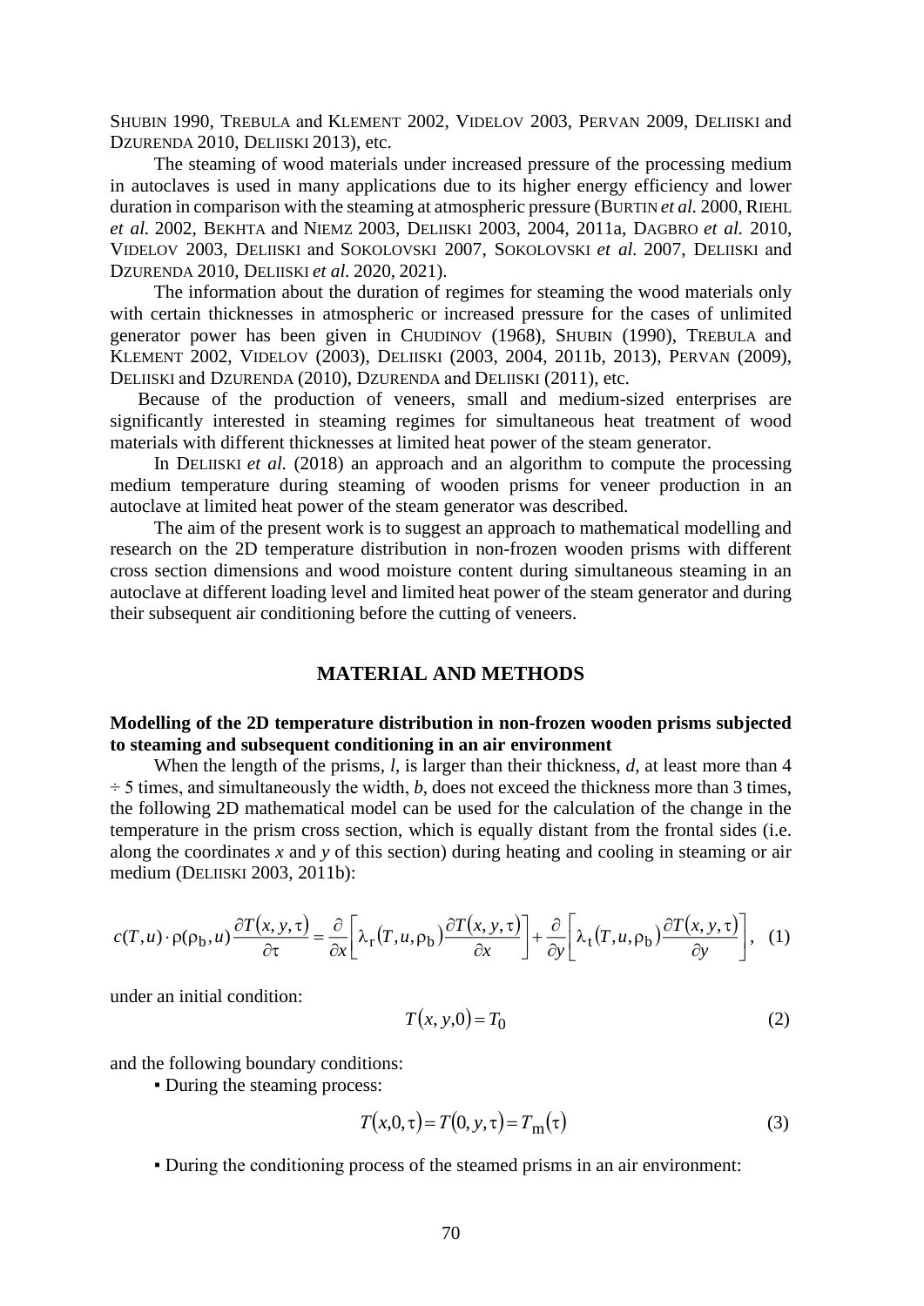SHUBIN 1990, TREBULA and KLEMENT 2002, VIDELOV 2003, PERVAN 2009, DELIISKI and DZURENDA 2010, DELIISKI 2013), etc.

The steaming of wood materials under increased pressure of the processing medium in autoclaves is used in many applications due to its higher energy efficiency and lower duration in comparison with the steaming at atmospheric pressure (BURTIN *et al.* 2000, RIEHL *et al.* 2002, BEKHTA and NIEMZ 2003, DELIISKI 2003, 2004, 2011a, DAGBRO *et al.* 2010, VIDELOV 2003, DELIISKI and SOKOLOVSKI 2007, SOKOLOVSKI *et al.* 2007, DELIISKI and DZURENDA 2010, DELIISKI *et al.* 2020, 2021).

The information about the duration of regimes for steaming the wood materials only with certain thicknesses in atmospheric or increased pressure for the cases of unlimited generator power has been given in CHUDINOV (1968), SHUBIN (1990), TREBULA and KLEMENT 2002, VIDELOV (2003), DELIISKI (2003, 2004, 2011b, 2013), PERVAN (2009), DELIISKI and DZURENDA (2010), DZURENDA and DELIISKI (2011), etc.

Because of the production of veneers, small and medium-sized enterprises are significantly interested in steaming regimes for simultaneous heat treatment of wood materials with different thicknesses at limited heat power of the steam generator.

In DELIISKI *et al.* (2018) an approach and an algorithm to compute the processing medium temperature during steaming of wooden prisms for veneer production in an autoclave at limited heat power of the steam generator was described.

The aim of the present work is to suggest an approach to mathematical modelling and research on the 2D temperature distribution in non-frozen wooden prisms with different cross section dimensions and wood moisture content during simultaneous steaming in an autoclave at different loading level and limited heat power of the steam generator and during their subsequent air conditioning before the cutting of veneers.

## MATERIAL AND METHODS

### Modelling of the 2D temperature distribution in non-frozen wooden prisms subjected to steaming and subsequent conditioning in an air environment

When the length of the prisms, $l$, is larger than their thickness, $d$, at least more than 4 ÷ 5 times, and simultaneously the width, $b$, does not exceed the thickness more than 3 times, the following 2D mathematical model can be used for the calculation of the change in the temperature in the prism cross section, which is equally distant from the frontal sides (i.e. along the coordinates $x$ and $y$ of this section) during heating and cooling in steaming or air medium (DELIISKI 2003, 2011b):

$$c(T,u)\cdot\rho(\rho_{\mathrm{b}},u)\frac{\partial T(x,y,\tau)}{\partial\tau}=\frac{\partial}{\partial x}\left[\lambda_{\mathrm{r}}(T,u,\rho_{\mathrm{b}})\frac{\partial T(x,y,\tau)}{\partial x}\right]+\frac{\partial}{\partial y}\left[\lambda_{\mathrm{t}}(T,u,\rho_{\mathrm{b}})\frac{\partial T(x,y,\tau)}{\partial y}\right],\quad(1)$$

under an initial condition:

$$T(x,y,0)=T_0 \quad (2)$$

and the following boundary conditions:

▪ During the steaming process:

$$T(x,0,\tau)=T(0,y,\tau)=T_{\mathrm{m}}(\tau) \quad (3)$$

▪ During the conditioning process of the steamed prisms in an air environment: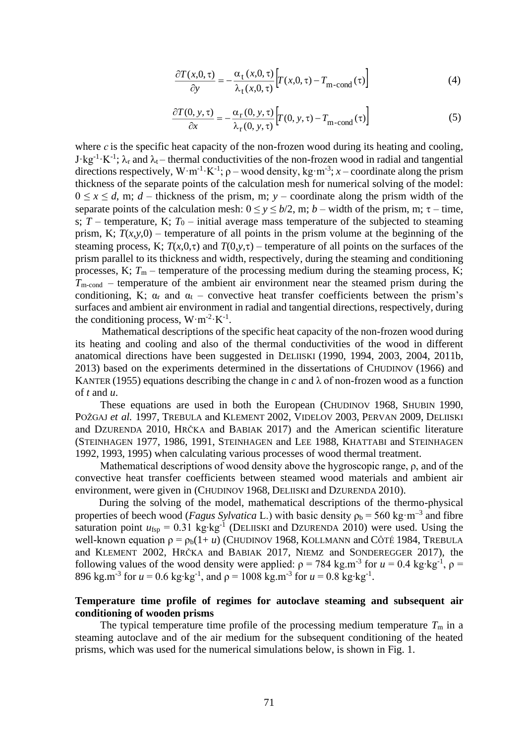$$\frac{\partial T(x,0,\tau)}{\partial y} = -\frac{\alpha_t(x,0,\tau)}{\lambda_t(x,0,\tau)}\left[T(x,0,\tau) - T_{\text{m-cond}}(\tau)\right] \tag{4}$$

$$\frac{\partial T(0,y,\tau)}{\partial x} = -\frac{\alpha_r(0,y,\tau)}{\lambda_r(0,y,\tau)}\left[T(0,y,\tau) - T_{\text{m-cond}}(\tau)\right] \tag{5}$$

where $c$ is the specific heat capacity of the non-frozen wood during its heating and cooling, $\text{J}\cdot\text{kg}^{-1}\cdot\text{K}^{-1}$; $\lambda_r$ and $\lambda_t$ – thermal conductivities of the non-frozen wood in radial and tangential directions respectively, $\text{W}\cdot\text{m}^{-1}\cdot\text{K}^{-1}$; $\rho$ – wood density, $\text{kg}\cdot\text{m}^{-3}$; $x$ – coordinate along the prism thickness of the separate points of the calculation mesh for numerical solving of the model: $0 \leq x \leq d$, m; $d$ – thickness of the prism, m; $y$ – coordinate along the prism width of the separate points of the calculation mesh: $0 \leq y \leq b/2$, m; $b$ – width of the prism, m; $\tau$ – time, s; $T$ – temperature, K; $T_0$ – initial average mass temperature of the subjected to steaming prism, K; $T(x,y,0)$ – temperature of all points in the prism volume at the beginning of the steaming process, K; $T(x,0,\tau)$ and $T(0,y,\tau)$ – temperature of all points on the surfaces of the prism parallel to its thickness and width, respectively, during the steaming and conditioning processes, K; $T_m$ – temperature of the processing medium during the steaming process, K; $T_{\text{m-cond}}$ – temperature of the ambient air environment near the steamed prism during the conditioning, K; $\alpha_r$ and $\alpha_t$ – convective heat transfer coefficients between the prism's surfaces and ambient air environment in radial and tangential directions, respectively, during the conditioning process, $\text{W}\cdot\text{m}^{-2}\cdot\text{K}^{-1}$.

Mathematical descriptions of the specific heat capacity of the non-frozen wood during its heating and cooling and also of the thermal conductivities of the wood in different anatomical directions have been suggested in Deliiski (1990, 1994, 2003, 2004, 2011b, 2013) based on the experiments determined in the dissertations of Chudinov (1966) and Kanter (1955) equations describing the change in $c$ and $\lambda$ of non-frozen wood as a function of $t$ and $u$.

These equations are used in both the European (Chudinov 1968, Shubin 1990, Požgaj *et al.* 1997, Trebula and Klement 2002, Videlov 2003, Pervan 2009, Deliiski and Dzurenda 2010, Hrčka and Babiak 2017) and the American scientific literature (Steinhagen 1977, 1986, 1991, Steinhagen and Lee 1988, Khattabi and Steinhagen 1992, 1993, 1995) when calculating various processes of wood thermal treatment.

Mathematical descriptions of wood density above the hygroscopic range, $\rho$, and of the convective heat transfer coefficients between steamed wood materials and ambient air environment, were given in (Chudinov 1968, Deliiski and Dzurenda 2010).

During the solving of the model, mathematical descriptions of the thermo-physical properties of beech wood (*Fagus Sylvatica* L.) with basic density $\rho_b = 560\ \text{kg}\cdot\text{m}^{-3}$ and fibre saturation point $u_{fsp} = 0.31\ \text{kg}\cdot\text{kg}^{-1}$ (Deliiski and Dzurenda 2010) were used. Using the well-known equation $\rho = \rho_b(1+u)$ (Chudinov 1968, Kollmann and Côté 1984, Trebula and Klement 2002, Hrčka and Babiak 2017, Niemz and Sonderegger 2017), the following values of the wood density were applied: $\rho = 784\ \text{kg.m}^{-3}$ for $u = 0.4\ \text{kg}\cdot\text{kg}^{-1}$, $\rho = 896\ \text{kg.m}^{-3}$ for $u = 0.6\ \text{kg}\cdot\text{kg}^{-1}$, and $\rho = 1008\ \text{kg.m}^{-3}$ for $u = 0.8\ \text{kg}\cdot\text{kg}^{-1}$.

## Temperature time profile of regimes for autoclave steaming and subsequent air conditioning of wooden prisms

The typical temperature time profile of the processing medium temperature $T_m$ in a steaming autoclave and of the air medium for the subsequent conditioning of the heated prisms, which was used for the numerical simulations below, is shown in Fig. 1.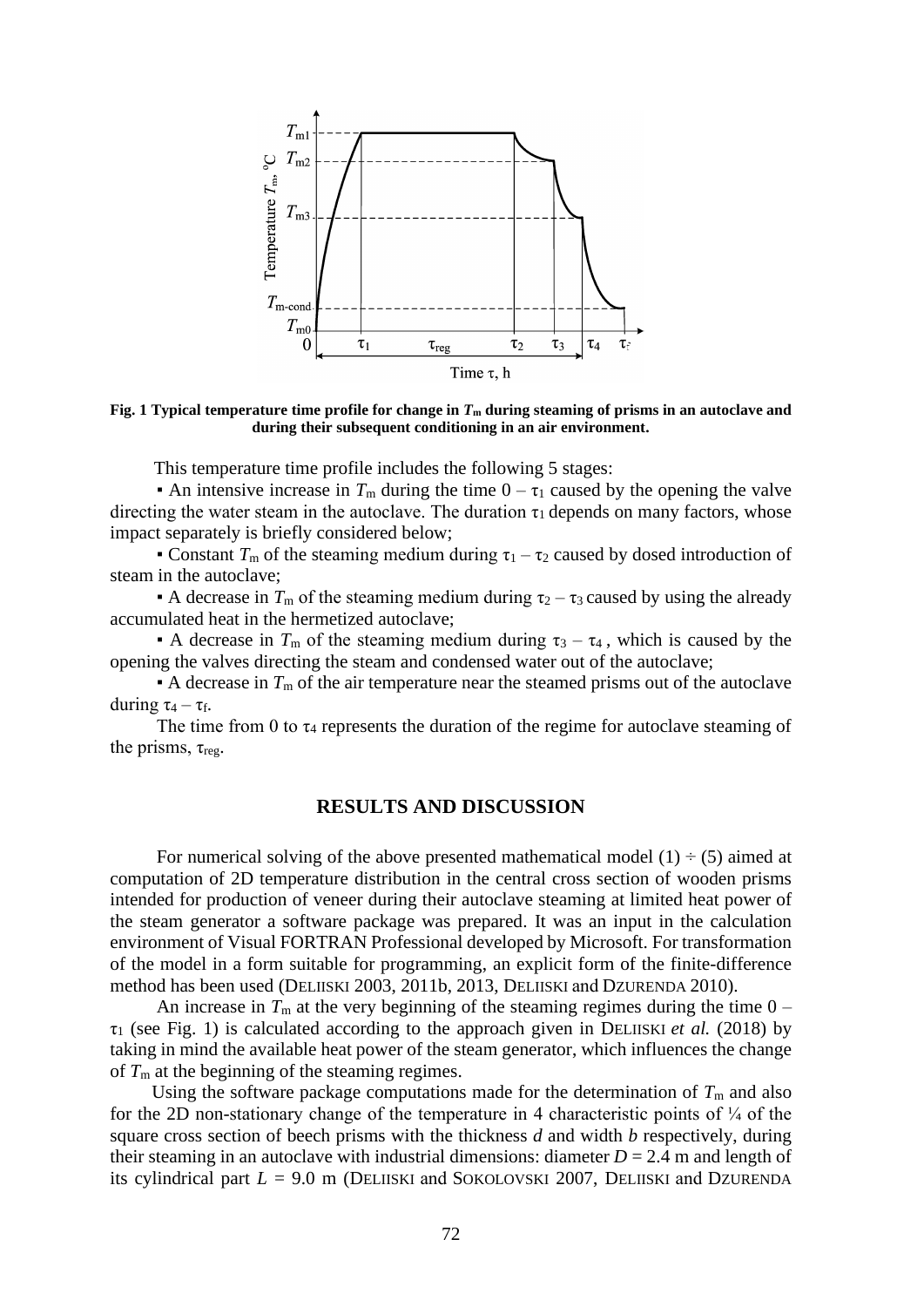**Fig. 1 Typical temperature time profile for change in $T_m$ during steaming of prisms in an autoclave and during their subsequent conditioning in an air environment.**

This temperature time profile includes the following 5 stages:

- An intensive increase in $T_m$ during the time $0 - \tau_1$ caused by the opening the valve directing the water steam in the autoclave. The duration $\tau_1$ depends on many factors, whose impact separately is briefly considered below;
- Constant $T_m$ of the steaming medium during $\tau_1 - \tau_2$ caused by dosed introduction of steam in the autoclave;
- A decrease in $T_m$ of the steaming medium during $\tau_2 - \tau_3$ caused by using the already accumulated heat in the hermetized autoclave;
- A decrease in $T_m$ of the steaming medium during $\tau_3 - \tau_4$, which is caused by the opening the valves directing the steam and condensed water out of the autoclave;
- A decrease in $T_m$ of the air temperature near the steamed prisms out of the autoclave during $\tau_4 - \tau_f$.

The time from 0 to $\tau_4$ represents the duration of the regime for autoclave steaming of the prisms, $\tau_{reg}$.

## RESULTS AND DISCUSSION

For numerical solving of the above presented mathematical model (1) ÷ (5) aimed at computation of 2D temperature distribution in the central cross section of wooden prisms intended for production of veneer during their autoclave steaming at limited heat power of the steam generator a software package was prepared. It was an input in the calculation environment of Visual FORTRAN Professional developed by Microsoft. For transformation of the model in a form suitable for programming, an explicit form of the finite-difference method has been used (DELIISKI 2003, 2011b, 2013, DELIISKI and DZURENDA 2010).

An increase in $T_m$ at the very beginning of the steaming regimes during the time $0 - \tau_1$ (see Fig. 1) is calculated according to the approach given in DELIISKI *et al.* (2018) by taking in mind the available heat power of the steam generator, which influences the change of $T_m$ at the beginning of the steaming regimes.

Using the software package computations made for the determination of $T_m$ and also for the 2D non-stationary change of the temperature in 4 characteristic points of ¼ of the square cross section of beech prisms with the thickness *d* and width *b* respectively, during their steaming in an autoclave with industrial dimensions: diameter $D = 2.4$ m and length of its cylindrical part $L = 9.0$ m (DELIISKI and SOKOLOVSKI 2007, DELIISKI and DZURENDA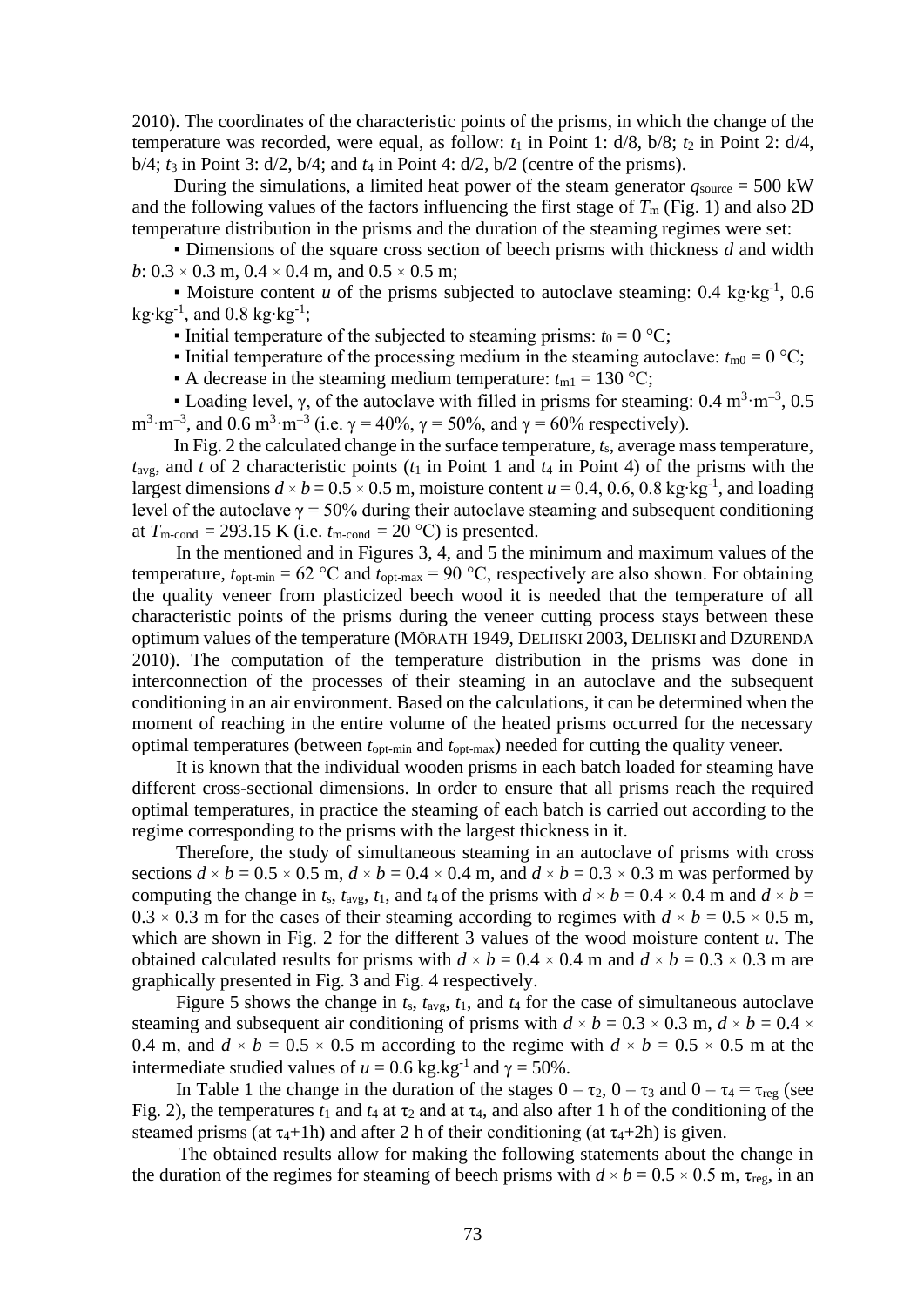2010). The coordinates of the characteristic points of the prisms, in which the change of the temperature was recorded, were equal, as follow: $t_1$ in Point 1: d/8, b/8; $t_2$ in Point 2: d/4, b/4; $t_3$ in Point 3: d/2, b/4; and $t_4$ in Point 4: d/2, b/2 (centre of the prisms).

During the simulations, a limited heat power of the steam generator $q_{source}$ = 500 kW and the following values of the factors influencing the first stage of $T_m$ (Fig. 1) and also 2D temperature distribution in the prisms and the duration of the steaming regimes were set:

▪ Dimensions of the square cross section of beech prisms with thickness *d* and width *b*: 0.3 × 0.3 m, 0.4 × 0.4 m, and 0.5 × 0.5 m;

▪ Moisture content *u* of the prisms subjected to autoclave steaming: 0.4 kg·kg$^{-1}$, 0.6 kg·kg$^{-1}$, and 0.8 kg·kg$^{-1}$;

▪ Initial temperature of the subjected to steaming prisms: $t_0$ = 0 °C;

▪ Initial temperature of the processing medium in the steaming autoclave: $t_{m0}$ = 0 °C;

▪ A decrease in the steaming medium temperature: $t_{m1}$ = 130 °C;

▪ Loading level, γ, of the autoclave with filled in prisms for steaming: 0.4 m$^3$·m$^{-3}$, 0.5 m$^3$·m$^{-3}$, and 0.6 m$^3$·m$^{-3}$ (i.e. γ = 40%, γ = 50%, and γ = 60% respectively).

In Fig. 2 the calculated change in the surface temperature, $t_s$, average mass temperature, $t_{avg}$, and *t* of 2 characteristic points ($t_1$ in Point 1 and $t_4$ in Point 4) of the prisms with the largest dimensions $d \times b$ = 0.5 × 0.5 m, moisture content *u* = 0.4, 0.6, 0.8 kg·kg$^{-1}$, and loading level of the autoclave γ = 50% during their autoclave steaming and subsequent conditioning at $T_{m\text{-}cond}$ = 293.15 K (i.e. $t_{m\text{-}cond}$ = 20 °C) is presented.

In the mentioned and in Figures 3, 4, and 5 the minimum and maximum values of the temperature, $t_{opt\text{-}min}$ = 62 °C and $t_{opt\text{-}max}$ = 90 °C, respectively are also shown. For obtaining the quality veneer from plasticized beech wood it is needed that the temperature of all characteristic points of the prisms during the veneer cutting process stays between these optimum values of the temperature (MÖRATH 1949, DELIISKI 2003, DELIISKI and DZURENDA 2010). The computation of the temperature distribution in the prisms was done in interconnection of the processes of their steaming in an autoclave and the subsequent conditioning in an air environment. Based on the calculations, it can be determined when the moment of reaching in the entire volume of the heated prisms occurred for the necessary optimal temperatures (between $t_{opt\text{-}min}$ and $t_{opt\text{-}max}$) needed for cutting the quality veneer.

It is known that the individual wooden prisms in each batch loaded for steaming have different cross-sectional dimensions. In order to ensure that all prisms reach the required optimal temperatures, in practice the steaming of each batch is carried out according to the regime corresponding to the prisms with the largest thickness in it.

Therefore, the study of simultaneous steaming in an autoclave of prisms with cross sections $d \times b$ = 0.5 × 0.5 m, $d \times b$ = 0.4 × 0.4 m, and $d \times b$ = 0.3 × 0.3 m was performed by computing the change in $t_s$, $t_{avg}$, $t_1$, and $t_4$ of the prisms with $d \times b$ = 0.4 × 0.4 m and $d \times b$ = 0.3 × 0.3 m for the cases of their steaming according to regimes with $d \times b$ = 0.5 × 0.5 m, which are shown in Fig. 2 for the different 3 values of the wood moisture content *u*. The obtained calculated results for prisms with $d \times b$ = 0.4 × 0.4 m and $d \times b$ = 0.3 × 0.3 m are graphically presented in Fig. 3 and Fig. 4 respectively.

Figure 5 shows the change in $t_s$, $t_{avg}$, $t_1$, and $t_4$ for the case of simultaneous autoclave steaming and subsequent air conditioning of prisms with $d \times b$ = 0.3 × 0.3 m, $d \times b$ = 0.4 × 0.4 m, and $d \times b$ = 0.5 × 0.5 m according to the regime with $d \times b$ = 0.5 × 0.5 m at the intermediate studied values of *u* = 0.6 kg.kg$^{-1}$ and γ = 50%.

In Table 1 the change in the duration of the stages 0 – $\tau_2$, 0 – $\tau_3$ and 0 – $\tau_4$ = $\tau_{reg}$ (see Fig. 2), the temperatures $t_1$ and $t_4$ at $\tau_2$ and at $\tau_4$, and also after 1 h of the conditioning of the steamed prisms (at $\tau_4$+1h) and after 2 h of their conditioning (at $\tau_4$+2h) is given.

The obtained results allow for making the following statements about the change in the duration of the regimes for steaming of beech prisms with $d \times b$ = 0.5 × 0.5 m, $\tau_{reg}$, in an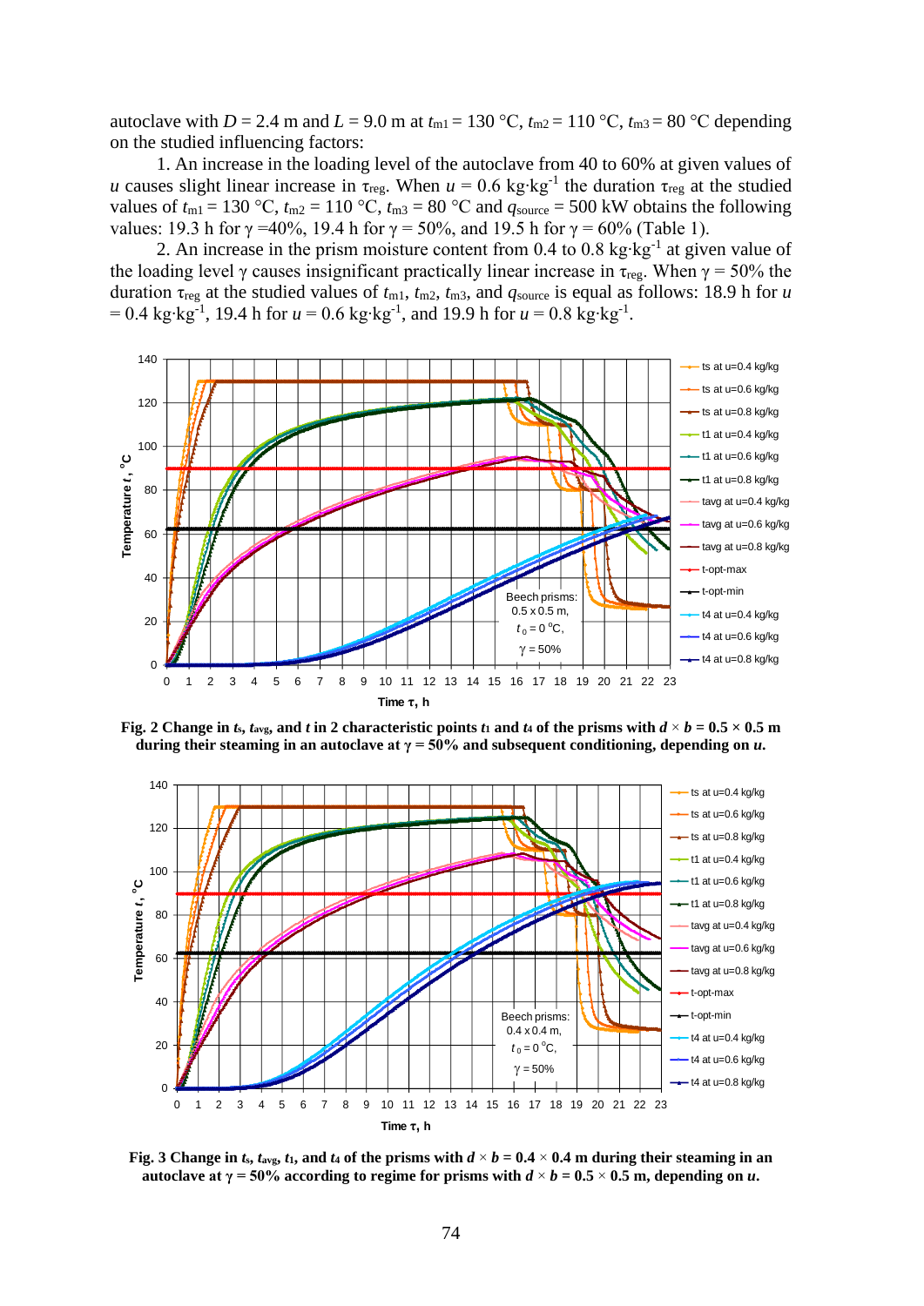autoclave with $D = 2.4$ m and $L = 9.0$ m at $t_{m1} = 130$ °C, $t_{m2} = 110$ °C, $t_{m3} = 80$ °C depending on the studied influencing factors:

1. An increase in the loading level of the autoclave from 40 to 60% at given values of $u$ causes slight linear increase in $\tau_{reg}$. When $u = 0.6$ kg·kg$^{-1}$ the duration $\tau_{reg}$ at the studied values of $t_{m1} = 130$ °C, $t_{m2} = 110$ °C, $t_{m3} = 80$ °C and $q_{source} = 500$ kW obtains the following values: 19.3 h for $\gamma = 40\%$, 19.4 h for $\gamma = 50\%$, and 19.5 h for $\gamma = 60\%$ (Table 1).

2. An increase in the prism moisture content from 0.4 to 0.8 kg·kg$^{-1}$ at given value of the loading level $\gamma$ causes insignificant practically linear increase in $\tau_{reg}$. When $\gamma = 50\%$ the duration $\tau_{reg}$ at the studied values of $t_{m1}$, $t_{m2}$, $t_{m3}$, and $q_{source}$ is equal as follows: 18.9 h for $u = 0.4$ kg·kg$^{-1}$, 19.4 h for $u = 0.6$ kg·kg$^{-1}$, and 19.9 h for $u = 0.8$ kg·kg$^{-1}$.

**Fig. 2 Change in $t_s$, $t_{avg}$, and $t$ in 2 characteristic points $t_1$ and $t_4$ of the prisms with $d \times b = 0.5 \times 0.5$ m during their steaming in an autoclave at $\gamma = 50\%$ and subsequent conditioning, depending on $u$.**

**Fig. 3 Change in $t_s$, $t_{avg}$, $t_1$, and $t_4$ of the prisms with $d \times b = 0.4 \times 0.4$ m during their steaming in an autoclave at $\gamma = 50\%$ according to regime for prisms with $d \times b = 0.5 \times 0.5$ m, depending on $u$.**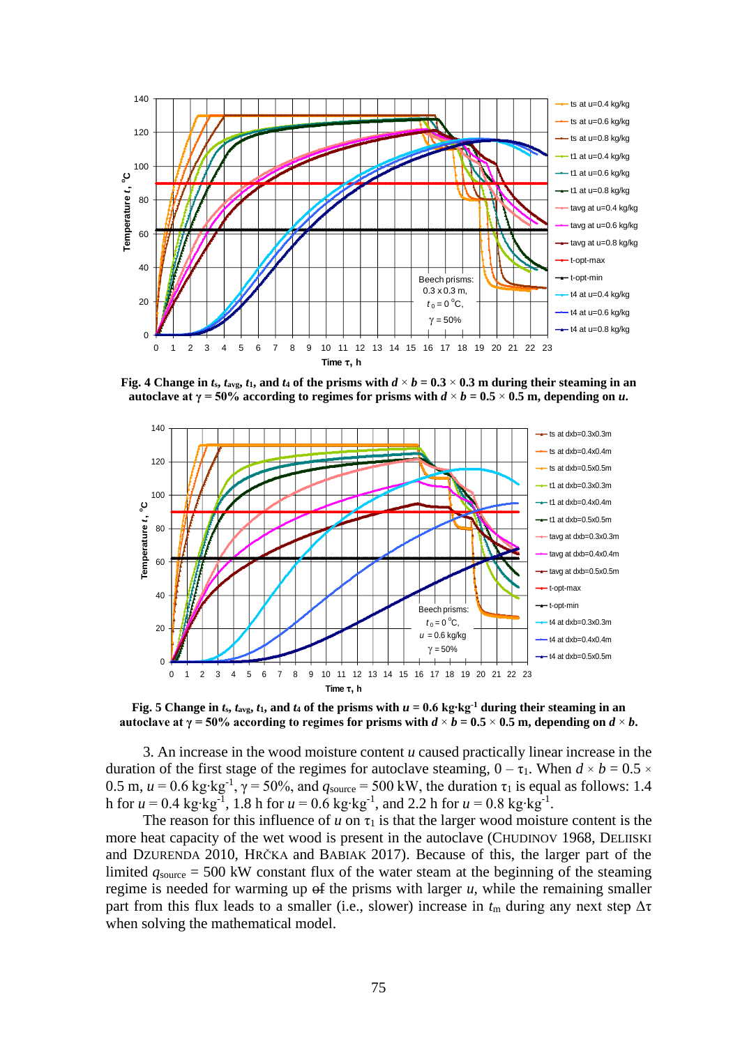**Fig. 4 Change in $t_s$, $t_{avg}$, $t_1$, and $t_4$ of the prisms with $d \times b = 0.3 \times 0.3$ m during their steaming in an autoclave at $\gamma = 50\%$ according to regimes for prisms with $d \times b = 0.5 \times 0.5$ m, depending on $u$.**

**Fig. 5 Change in $t_s$, $t_{avg}$, $t_1$, and $t_4$ of the prisms with $u = 0.6$ kg·kg$^{-1}$ during their steaming in an autoclave at $\gamma = 50\%$ according to regimes for prisms with $d \times b = 0.5 \times 0.5$ m, depending on $d \times b$.**

3. An increase in the wood moisture content $u$ caused practically linear increase in the duration of the first stage of the regimes for autoclave steaming, $0 - \tau_1$. When $d \times b = 0.5 \times 0.5$ m, $u = 0.6$ kg·kg$^{-1}$, $\gamma = 50\%$, and $q_{source} = 500$ kW, the duration $\tau_1$ is equal as follows: 1.4 h for $u = 0.4$ kg·kg$^{-1}$, 1.8 h for $u = 0.6$ kg·kg$^{-1}$, and 2.2 h for $u = 0.8$ kg·kg$^{-1}$.

The reason for this influence of $u$ on $\tau_1$ is that the larger wood moisture content is the more heat capacity of the wet wood is present in the autoclave (CHUDINOV 1968, DELIISKI and DZURENDA 2010, HRČKA and BABIAK 2017). Because of this, the larger part of the limited $q_{source} = 500$ kW constant flux of the water steam at the beginning of the steaming regime is needed for warming up ~~of~~ the prisms with larger $u$, while the remaining smaller part from this flux leads to a smaller (i.e., slower) increase in $t_m$ during any next step $\Delta\tau$ when solving the mathematical model.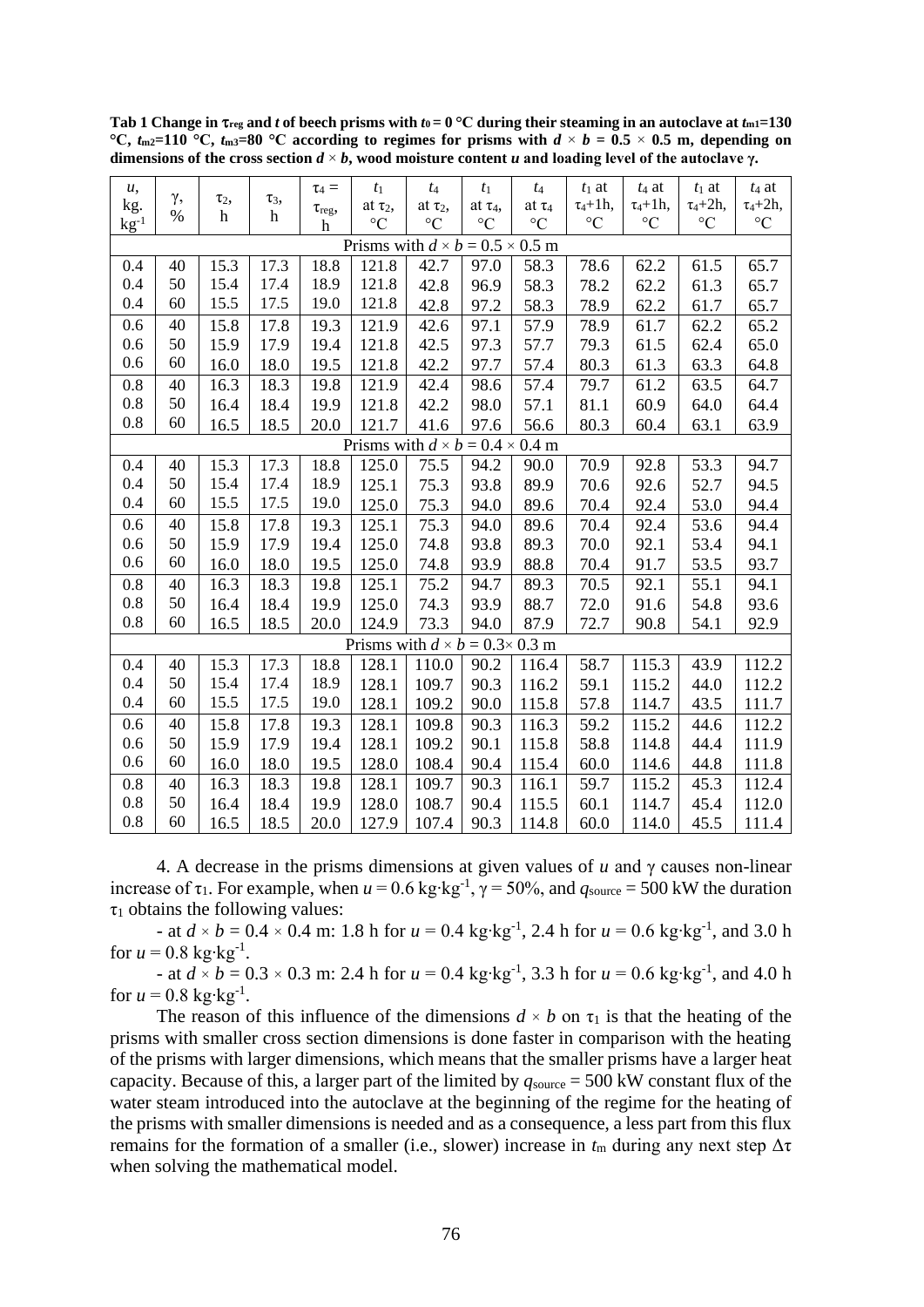**Tab 1 Change in $\tau_{reg}$ and $t$ of beech prisms with $t_0 = 0$ °C during their steaming in an autoclave at $t_{m1}$=130 °C, $t_{m2}$=110 °C, $t_{m3}$=80 °C according to regimes for prisms with $d \times b$ = 0.5 × 0.5 m, depending on dimensions of the cross section $d \times b$, wood moisture content $u$ and loading level of the autoclave $\gamma$.**

| $u$, kg. kg$^{-1}$ | $\gamma$, % | $\tau_2$, h | $\tau_3$, h | $\tau_4 = \tau_{reg}$, h | $t_1$ at $\tau_2$, °C | $t_4$ at $\tau_2$, °C | $t_1$ at $\tau_4$, °C | $t_4$ at $\tau_4$ °C | $t_1$ at $\tau_4$+1h, °C | $t_4$ at $\tau_4$+1h, °C | $t_1$ at $\tau_4$+2h, °C | $t_4$ at $\tau_4$+2h, °C |
|---|---|---|---|---|---|---|---|---|---|---|---|---|
| Prisms with $d \times b$ = 0.5 × 0.5 m | | | | | | | | | | | | |
| 0.4 | 40 | 15.3 | 17.3 | 18.8 | 121.8 | 42.7 | 97.0 | 58.3 | 78.6 | 62.2 | 61.5 | 65.7 |
| 0.4 | 50 | 15.4 | 17.4 | 18.9 | 121.8 | 42.8 | 96.9 | 58.3 | 78.2 | 62.2 | 61.3 | 65.7 |
| 0.4 | 60 | 15.5 | 17.5 | 19.0 | 121.8 | 42.8 | 97.2 | 58.3 | 78.9 | 62.2 | 61.7 | 65.7 |
| 0.6 | 40 | 15.8 | 17.8 | 19.3 | 121.9 | 42.6 | 97.1 | 57.9 | 78.9 | 61.7 | 62.2 | 65.2 |
| 0.6 | 50 | 15.9 | 17.9 | 19.4 | 121.8 | 42.5 | 97.3 | 57.7 | 79.3 | 61.5 | 62.4 | 65.0 |
| 0.6 | 60 | 16.0 | 18.0 | 19.5 | 121.8 | 42.2 | 97.7 | 57.4 | 80.3 | 61.3 | 63.3 | 64.8 |
| 0.8 | 40 | 16.3 | 18.3 | 19.8 | 121.9 | 42.4 | 98.6 | 57.4 | 79.7 | 61.2 | 63.5 | 64.7 |
| 0.8 | 50 | 16.4 | 18.4 | 19.9 | 121.8 | 42.2 | 98.0 | 57.1 | 81.1 | 60.9 | 64.0 | 64.4 |
| 0.8 | 60 | 16.5 | 18.5 | 20.0 | 121.7 | 41.6 | 97.6 | 56.6 | 80.3 | 60.4 | 63.1 | 63.9 |
| Prisms with $d \times b$ = 0.4 × 0.4 m | | | | | | | | | | | | |
| 0.4 | 40 | 15.3 | 17.3 | 18.8 | 125.0 | 75.5 | 94.2 | 90.0 | 70.9 | 92.8 | 53.3 | 94.7 |
| 0.4 | 50 | 15.4 | 17.4 | 18.9 | 125.1 | 75.3 | 93.8 | 89.9 | 70.6 | 92.6 | 52.7 | 94.5 |
| 0.4 | 60 | 15.5 | 17.5 | 19.0 | 125.0 | 75.3 | 94.0 | 89.6 | 70.4 | 92.4 | 53.0 | 94.4 |
| 0.6 | 40 | 15.8 | 17.8 | 19.3 | 125.1 | 75.3 | 94.0 | 89.6 | 70.4 | 92.4 | 53.6 | 94.4 |
| 0.6 | 50 | 15.9 | 17.9 | 19.4 | 125.0 | 74.8 | 93.8 | 89.3 | 70.0 | 92.1 | 53.4 | 94.1 |
| 0.6 | 60 | 16.0 | 18.0 | 19.5 | 125.0 | 74.8 | 93.9 | 88.8 | 70.4 | 91.7 | 53.5 | 93.7 |
| 0.8 | 40 | 16.3 | 18.3 | 19.8 | 125.1 | 75.2 | 94.7 | 89.3 | 70.5 | 92.1 | 55.1 | 94.1 |
| 0.8 | 50 | 16.4 | 18.4 | 19.9 | 125.0 | 74.3 | 93.9 | 88.7 | 72.0 | 91.6 | 54.8 | 93.6 |
| 0.8 | 60 | 16.5 | 18.5 | 20.0 | 124.9 | 73.3 | 94.0 | 87.9 | 72.7 | 90.8 | 54.1 | 92.9 |
| Prisms with $d \times b$ = 0.3× 0.3 m | | | | | | | | | | | | |
| 0.4 | 40 | 15.3 | 17.3 | 18.8 | 128.1 | 110.0 | 90.2 | 116.4 | 58.7 | 115.3 | 43.9 | 112.2 |
| 0.4 | 50 | 15.4 | 17.4 | 18.9 | 128.1 | 109.7 | 90.3 | 116.2 | 59.1 | 115.2 | 44.0 | 112.2 |
| 0.4 | 60 | 15.5 | 17.5 | 19.0 | 128.1 | 109.2 | 90.0 | 115.8 | 57.8 | 114.7 | 43.5 | 111.7 |
| 0.6 | 40 | 15.8 | 17.8 | 19.3 | 128.1 | 109.8 | 90.3 | 116.3 | 59.2 | 115.2 | 44.6 | 112.2 |
| 0.6 | 50 | 15.9 | 17.9 | 19.4 | 128.1 | 109.2 | 90.1 | 115.8 | 58.8 | 114.8 | 44.4 | 111.9 |
| 0.6 | 60 | 16.0 | 18.0 | 19.5 | 128.0 | 108.4 | 90.4 | 115.4 | 60.0 | 114.6 | 44.8 | 111.8 |
| 0.8 | 40 | 16.3 | 18.3 | 19.8 | 128.1 | 109.7 | 90.3 | 116.1 | 59.7 | 115.2 | 45.3 | 112.4 |
| 0.8 | 50 | 16.4 | 18.4 | 19.9 | 128.0 | 108.7 | 90.4 | 115.5 | 60.1 | 114.7 | 45.4 | 112.0 |
| 0.8 | 60 | 16.5 | 18.5 | 20.0 | 127.9 | 107.4 | 90.3 | 114.8 | 60.0 | 114.0 | 45.5 | 111.4 |

4. A decrease in the prisms dimensions at given values of $u$ and $\gamma$ causes non-linear increase of $\tau_1$. For example, when $u$ = 0.6 kg·kg$^{-1}$, $\gamma$ = 50%, and $q_{source}$ = 500 kW the duration $\tau_1$ obtains the following values:

- at $d \times b$ = 0.4 × 0.4 m: 1.8 h for $u$ = 0.4 kg·kg$^{-1}$, 2.4 h for $u$ = 0.6 kg·kg$^{-1}$, and 3.0 h for $u$ = 0.8 kg·kg$^{-1}$.
- at $d \times b$ = 0.3 × 0.3 m: 2.4 h for $u$ = 0.4 kg·kg$^{-1}$, 3.3 h for $u$ = 0.6 kg·kg$^{-1}$, and 4.0 h for $u$ = 0.8 kg·kg$^{-1}$.

The reason of this influence of the dimensions $d \times b$ on $\tau_1$ is that the heating of the prisms with smaller cross section dimensions is done faster in comparison with the heating of the prisms with larger dimensions, which means that the smaller prisms have a larger heat capacity. Because of this, a larger part of the limited by $q_{source}$ = 500 kW constant flux of the water steam introduced into the autoclave at the beginning of the regime for the heating of the prisms with smaller dimensions is needed and as a consequence, a less part from this flux remains for the formation of a smaller (i.e., slower) increase in $t_m$ during any next step $\Delta\tau$ when solving the mathematical model.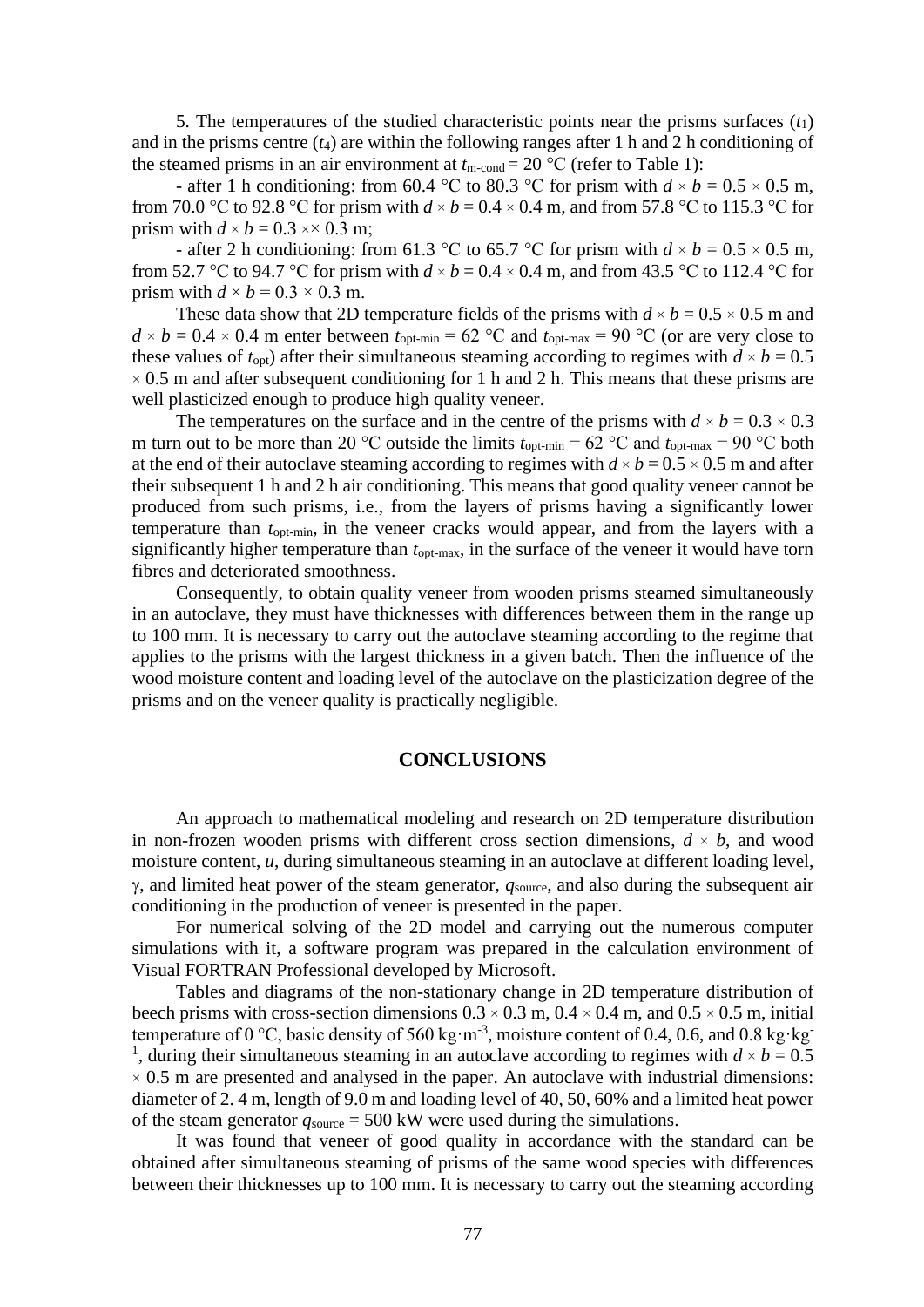5. The temperatures of the studied characteristic points near the prisms surfaces ($t_1$) and in the prisms centre ($t_4$) are within the following ranges after 1 h and 2 h conditioning of the steamed prisms in an air environment at $t_{m\text{-}cond} = 20$ °C (refer to Table 1):

- after 1 h conditioning: from 60.4 °C to 80.3 °C for prism with $d \times b = 0.5 \times 0.5$ m, from 70.0 °C to 92.8 °C for prism with $d \times b = 0.4 \times 0.4$ m, and from 57.8 °C to 115.3 °C for prism with $d \times b = 0.3 \times\times 0.3$ m;

- after 2 h conditioning: from 61.3 °C to 65.7 °C for prism with $d \times b = 0.5 \times 0.5$ m, from 52.7 °C to 94.7 °C for prism with $d \times b = 0.4 \times 0.4$ m, and from 43.5 °C to 112.4 °C for prism with $d \times b = 0.3 \times 0.3$ m.

These data show that 2D temperature fields of the prisms with $d \times b = 0.5 \times 0.5$ m and $d \times b = 0.4 \times 0.4$ m enter between $t_{opt\text{-}min} = 62$ °C and $t_{opt\text{-}max} = 90$ °C (or are very close to these values of $t_{opt}$) after their simultaneous steaming according to regimes with $d \times b = 0.5 \times 0.5$ m and after subsequent conditioning for 1 h and 2 h. This means that these prisms are well plasticized enough to produce high quality veneer.

The temperatures on the surface and in the centre of the prisms with $d \times b = 0.3 \times 0.3$ m turn out to be more than 20 °C outside the limits $t_{opt\text{-}min} = 62$ °C and $t_{opt\text{-}max} = 90$ °C both at the end of their autoclave steaming according to regimes with $d \times b = 0.5 \times 0.5$ m and after their subsequent 1 h and 2 h air conditioning. This means that good quality veneer cannot be produced from such prisms, i.e., from the layers of prisms having a significantly lower temperature than $t_{opt\text{-}min}$, in the veneer cracks would appear, and from the layers with a significantly higher temperature than $t_{opt\text{-}max}$, in the surface of the veneer it would have torn fibres and deteriorated smoothness.

Consequently, to obtain quality veneer from wooden prisms steamed simultaneously in an autoclave, they must have thicknesses with differences between them in the range up to 100 mm. It is necessary to carry out the autoclave steaming according to the regime that applies to the prisms with the largest thickness in a given batch. Then the influence of the wood moisture content and loading level of the autoclave on the plasticization degree of the prisms and on the veneer quality is practically negligible.

## CONCLUSIONS

An approach to mathematical modeling and research on 2D temperature distribution in non-frozen wooden prisms with different cross section dimensions, $d \times b$, and wood moisture content, $u$, during simultaneous steaming in an autoclave at different loading level, $\gamma$, and limited heat power of the steam generator, $q_{source}$, and also during the subsequent air conditioning in the production of veneer is presented in the paper.

For numerical solving of the 2D model and carrying out the numerous computer simulations with it, a software program was prepared in the calculation environment of Visual FORTRAN Professional developed by Microsoft.

Tables and diagrams of the non-stationary change in 2D temperature distribution of beech prisms with cross-section dimensions $0.3 \times 0.3$ m, $0.4 \times 0.4$ m, and $0.5 \times 0.5$ m, initial temperature of 0 °C, basic density of 560 $kg \cdot m^{-3}$, moisture content of 0.4, 0.6, and 0.8 $kg \cdot kg^{-1}$, during their simultaneous steaming in an autoclave according to regimes with $d \times b = 0.5 \times 0.5$ m are presented and analysed in the paper. An autoclave with industrial dimensions: diameter of 2. 4 m, length of 9.0 m and loading level of 40, 50, 60% and a limited heat power of the steam generator $q_{source} = 500$ kW were used during the simulations.

It was found that veneer of good quality in accordance with the standard can be obtained after simultaneous steaming of prisms of the same wood species with differences between their thicknesses up to 100 mm. It is necessary to carry out the steaming according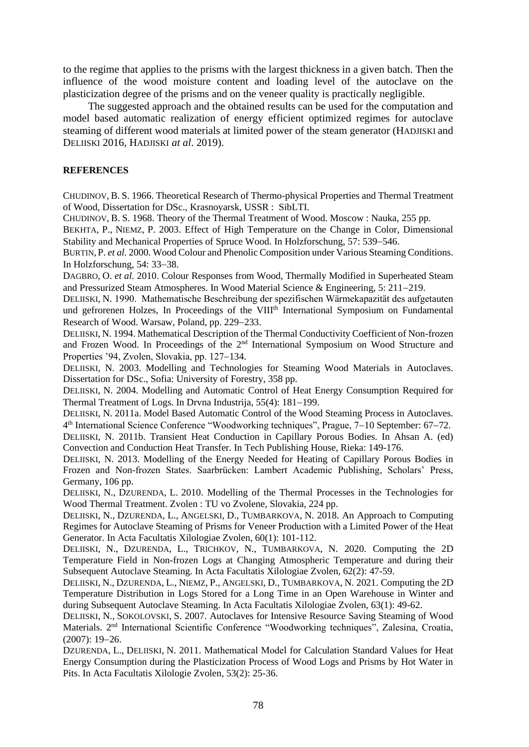to the regime that applies to the prisms with the largest thickness in a given batch. Then the influence of the wood moisture content and loading level of the autoclave on the plasticization degree of the prisms and on the veneer quality is practically negligible.

The suggested approach and the obtained results can be used for the computation and model based automatic realization of energy efficient optimized regimes for autoclave steaming of different wood materials at limited power of the steam generator (HADJISKI and DELIISKI 2016, HADJISKI *at al*. 2019).

## REFERENCES

CHUDINOV, B. S. 1966. Theoretical Research of Thermo-physical Properties and Thermal Treatment of Wood, Dissertation for DSc., Krasnoyarsk, USSR : SibLTI.

CHUDINOV, B. S. 1968. Theory of the Thermal Treatment of Wood. Moscow : Nauka, 255 pp.

BEKHTA, P., NIEMZ, P. 2003. Effect of High Temperature on the Change in Color, Dimensional Stability and Mechanical Properties of Spruce Wood. In Holzforschung, 57: 539−546.

BURTIN, P. *et al.* 2000. Wood Colour and Phenolic Composition under Various Steaming Conditions. In Holzforschung, 54: 33−38.

DAGBRO, O. *et al.* 2010. Colour Responses from Wood, Thermally Modified in Superheated Steam and Pressurized Steam Atmospheres. In Wood Material Science & Engineering, 5: 211−219.

DELIISKI, N. 1990. Mathematische Beschreibung der spezifischen Wärmekapazität des aufgetauten und gefrorenen Holzes, In Proceedings of the VIII[th] International Symposium on Fundamental Research of Wood. Warsaw, Poland, pp. 229−233.

DELIISKI, N. 1994. Mathematical Description of the Thermal Conductivity Coefficient of Non-frozen and Frozen Wood. In Proceedings of the 2[nd] International Symposium on Wood Structure and Properties '94, Zvolen, Slovakia, pp. 127−134.

DELIISKI, N. 2003. Modelling and Technologies for Steaming Wood Materials in Autoclaves. Dissertation for DSc., Sofia: University of Forestry, 358 pp.

DELIISKI, N. 2004. Modelling and Automatic Control of Heat Energy Consumption Required for Thermal Treatment of Logs. In Drvna Industrija, 55(4): 181−199.

DELIISKI, N. 2011a. Model Based Automatic Control of the Wood Steaming Process in Autoclaves. 4[th] International Science Conference "Woodworking techniques", Prague, 7−10 September: 67−72.

DELIISKI, N. 2011b. Transient Heat Conduction in Capillary Porous Bodies. In Ahsan A. (ed) Convection and Conduction Heat Transfer. In Tech Publishing House, Rieka: 149-176.

DELIISKI, N. 2013. Modelling of the Energy Needed for Heating of Capillary Porous Bodies in Frozen and Non-frozen States. Saarbrücken: Lambert Academic Publishing, Scholars' Press, Germany, 106 pp.

DELIISKI, N., DZURENDA, L. 2010. Modelling of the Thermal Processes in the Technologies for Wood Thermal Treatment. Zvolen : TU vo Zvolene, Slovakia, 224 pp.

DELIISKI, N., DZURENDA, L., ANGELSKI, D., TUMBARKOVA, N. 2018. An Approach to Computing Regimes for Autoclave Steaming of Prisms for Veneer Production with a Limited Power of the Heat Generator. In Acta Facultatis Xilologiae Zvolen, 60(1): 101-112.

DELIISKI, N., DZURENDA, L., TRICHKOV, N., TUMBARKOVA, N. 2020. Computing the 2D Temperature Field in Non-frozen Logs at Changing Atmospheric Temperature and during their Subsequent Autoclave Steaming. In Acta Facultatis Xilologiae Zvolen, 62(2): 47-59.

DELIISKI, N., DZURENDA, L., NIEMZ, P., ANGELSKI, D., TUMBARKOVA, N. 2021. Computing the 2D Temperature Distribution in Logs Stored for a Long Time in an Open Warehouse in Winter and during Subsequent Autoclave Steaming. In Acta Facultatis Xilologiae Zvolen, 63(1): 49-62.

DELIISKI, N., SOKOLOVSKI, S. 2007. Autoclaves for Intensive Resource Saving Steaming of Wood Materials. 2[nd] International Scientific Conference "Woodworking techniques", Zalesina, Croatia, (2007): 19−26.

DZURENDA, L., DELIISKI, N. 2011. Mathematical Model for Calculation Standard Values for Heat Energy Consumption during the Plasticization Process of Wood Logs and Prisms by Hot Water in Pits. In Acta Facultatis Xilologie Zvolen, 53(2): 25-36.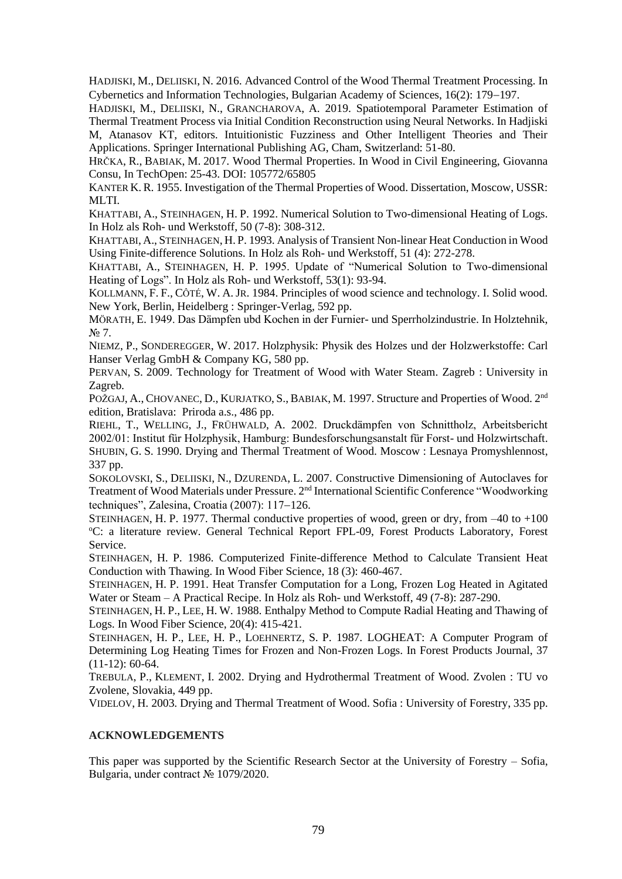HADJISKI, M., DELIISKI, N. 2016. Advanced Control of the Wood Thermal Treatment Processing. In Cybernetics and Information Technologies, Bulgarian Academy of Sciences, 16(2): 179–197.

HADJISKI, M., DELIISKI, N., GRANCHAROVA, A. 2019. Spatiotemporal Parameter Estimation of Thermal Treatment Process via Initial Condition Reconstruction using Neural Networks. In Hadjiski M, Atanasov KT, editors. Intuitionistic Fuzziness and Other Intelligent Theories and Their Applications. Springer International Publishing AG, Cham, Switzerland: 51-80.

HRČKA, R., BABIAK, M. 2017. Wood Thermal Properties. In Wood in Civil Engineering, Giovanna Consu, In TechOpen: 25-43. DOI: 105772/65805

KANTER K. R. 1955. Investigation of the Thermal Properties of Wood. Dissertation, Moscow, USSR: MLTI.

KHATTABI, A., STEINHAGEN, H. P. 1992. Numerical Solution to Two-dimensional Heating of Logs. In Holz als Roh- und Werkstoff, 50 (7-8): 308-312.

KHATTABI, A., STEINHAGEN, H. P. 1993. Analysis of Transient Non-linear Heat Conduction in Wood Using Finite-difference Solutions. In Holz als Roh- und Werkstoff, 51 (4): 272-278.

KHATTABI, A., STEINHAGEN, H. P. 1995. Update of "Numerical Solution to Two-dimensional Heating of Logs". In Holz als Roh- und Werkstoff, 53(1): 93-94.

KOLLMANN, F. F., CÔTÉ, W. A. JR. 1984. Principles of wood science and technology. I. Solid wood. New York, Berlin, Heidelberg : Springer-Verlag, 592 pp.

MÖRATH, E. 1949. Das Dämpfen ubd Kochen in der Furnier- und Sperrholzindustrie. In Holztehnik, № 7.

NIEMZ, P., SONDEREGGER, W. 2017. Holzphysik: Physik des Holzes und der Holzwerkstoffe: Carl Hanser Verlag GmbH & Company KG, 580 pp.

PERVAN, S. 2009. Technology for Treatment of Wood with Water Steam. Zagreb : University in Zagreb.

POŽGAJ, A., CHOVANEC, D., KURJATKO, S., BABIAK, M. 1997. Structure and Properties of Wood. 2nd edition, Bratislava: Priroda a.s., 486 pp.

RIEHL, T., WELLING, J., FRÜHWALD, A. 2002. Druckdämpfen von Schnittholz, Arbeitsbericht 2002/01: Institut für Holzphysik, Hamburg: Bundesforschungsanstalt für Forst- und Holzwirtschaft.

SHUBIN, G. S. 1990. Drying and Thermal Treatment of Wood. Moscow : Lesnaya Promyshlennost, 337 pp.

SOKOLOVSKI, S., DELIISKI, N., DZURENDA, L. 2007. Constructive Dimensioning of Autoclaves for Treatment of Wood Materials under Pressure. 2nd International Scientific Conference "Woodworking techniques", Zalesina, Croatia (2007): 117–126.

STEINHAGEN, H. P. 1977. Thermal conductive properties of wood, green or dry, from –40 to +100 ºC: a literature review. General Technical Report FPL-09, Forest Products Laboratory, Forest Service.

STEINHAGEN, H. P. 1986. Computerized Finite-difference Method to Calculate Transient Heat Conduction with Thawing. In Wood Fiber Science, 18 (3): 460-467.

STEINHAGEN, H. P. 1991. Heat Transfer Computation for a Long, Frozen Log Heated in Agitated Water or Steam – A Practical Recipe. In Holz als Roh- und Werkstoff, 49 (7-8): 287-290.

STEINHAGEN, H. P., LEE, H. W. 1988. Enthalpy Method to Compute Radial Heating and Thawing of Logs. In Wood Fiber Science, 20(4): 415-421.

STEINHAGEN, H. P., LEE, H. P., LOEHNERTZ, S. P. 1987. LOGHEAT: A Computer Program of Determining Log Heating Times for Frozen and Non-Frozen Logs. In Forest Products Journal, 37 (11-12): 60-64.

TREBULA, P., KLEMENT, I. 2002. Drying and Hydrothermal Treatment of Wood. Zvolen : TU vo Zvolene, Slovakia, 449 pp.

VIDELOV, H. 2003. Drying and Thermal Treatment of Wood. Sofia : University of Forestry, 335 pp.

## ACKNOWLEDGEMENTS

This paper was supported by the Scientific Research Sector at the University of Forestry – Sofia, Bulgaria, under contract № 1079/2020.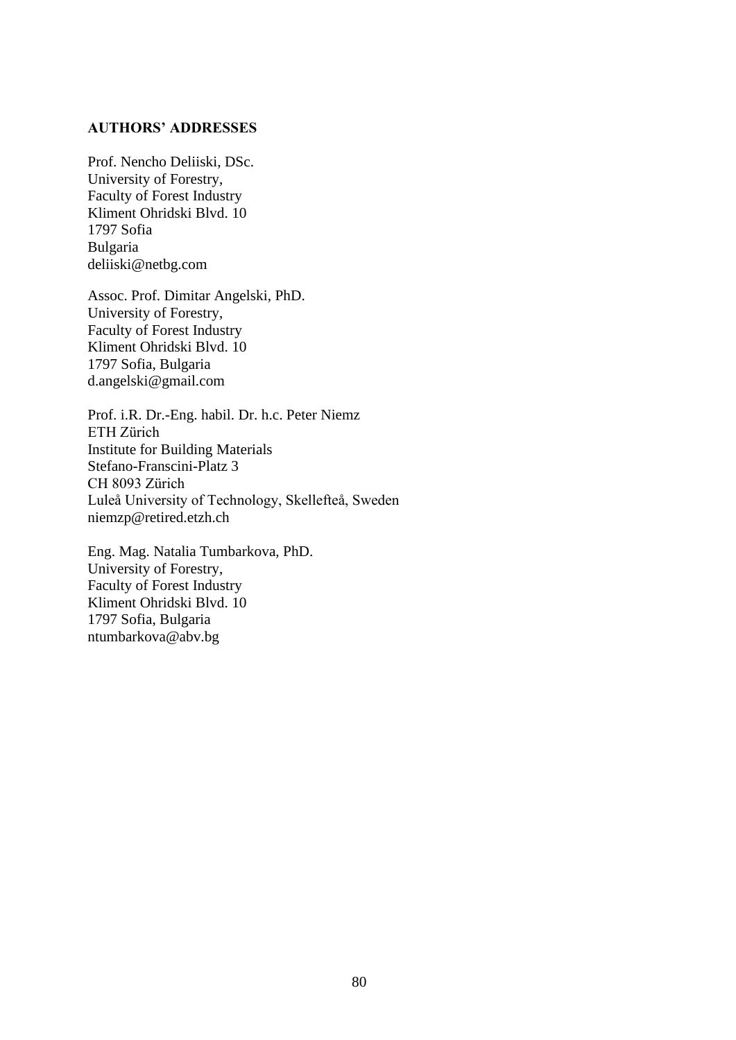## AUTHORS' ADDRESSES

Prof. Nencho Deliiski, DSc.
University of Forestry,
Faculty of Forest Industry
Kliment Ohridski Blvd. 10
1797 Sofia
Bulgaria
deliiski@netbg.com

Assoc. Prof. Dimitar Angelski, PhD.
University of Forestry,
Faculty of Forest Industry
Kliment Ohridski Blvd. 10
1797 Sofia, Bulgaria
d.angelski@gmail.com

Prof. i.R. Dr.-Eng. habil. Dr. h.c. Peter Niemz
ETH Zürich
Institute for Building Materials
Stefano-Franscini-Platz 3
CH 8093 Zürich
Luleå University of Technology, Skellefteå, Sweden
niemzp@retired.etzh.ch

Eng. Mag. Natalia Tumbarkova, PhD.
University of Forestry,
Faculty of Forest Industry
Kliment Ohridski Blvd. 10
1797 Sofia, Bulgaria
ntumbarkova@abv.bg